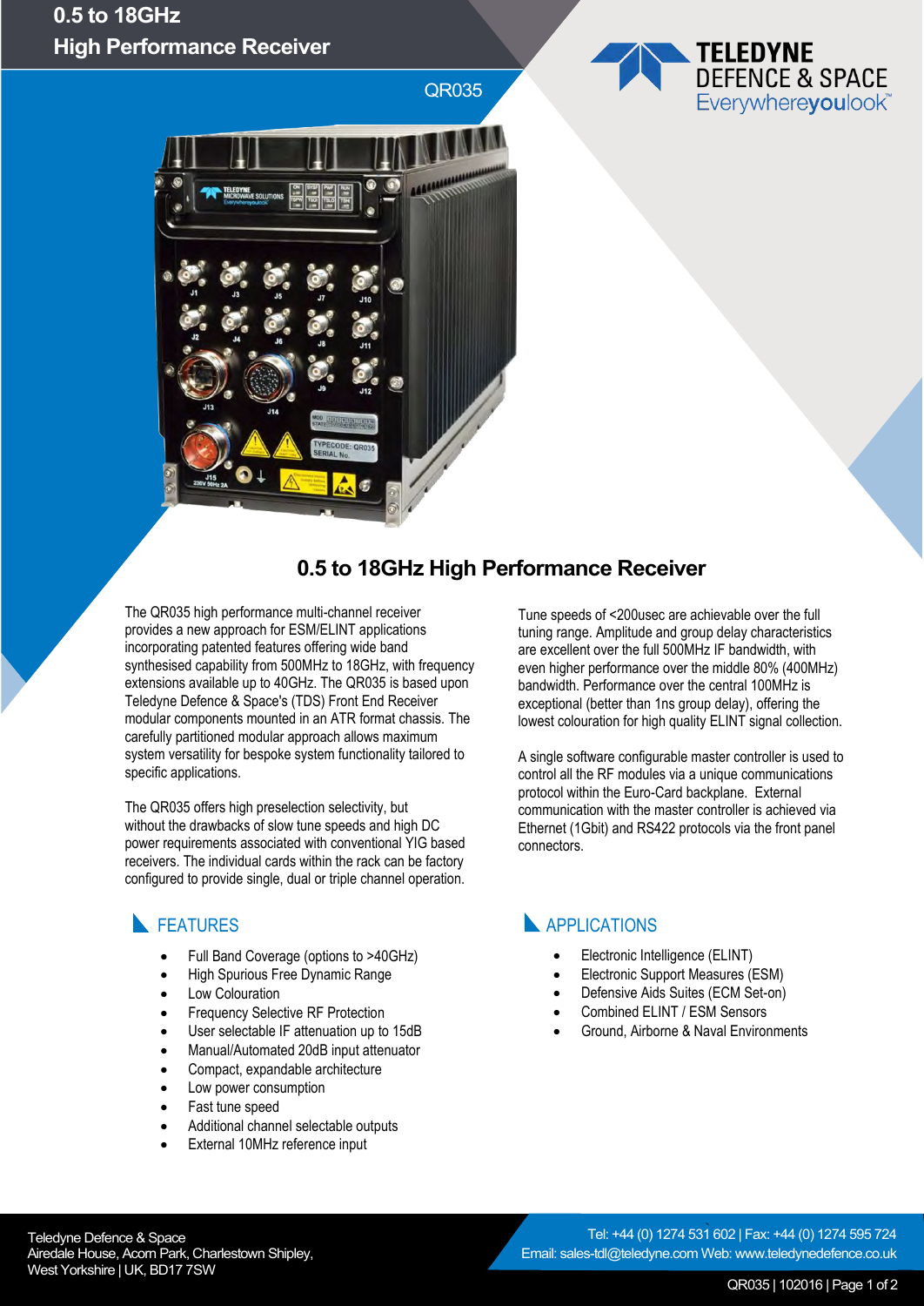# 0.5 to 18GHz High Performance Receiver

QR035

## 0.5 to 18GHz High Performance Receiver

The QR035 high performance multi-channel receiver provides a new approach for ESM/ELINT applications incorporating patented features offering wide band synthesised capability from 500MHz to 18GHz, with frequency extensions available up to 40GHz. The QR035 is based upon Teledyne Defence & Space's (TDS) Front End Receiver modular components mounted in an ATR format chassis. The carefully partitioned modular approach allows maximum system versatility for bespoke system functionality tailored to specific applications.

The QR035 offers high preselection selectivity, but without the drawbacks of slow tune speeds and high DC power requirements associated with conventional YIG based receivers. The individual cards within the rack can be factory configured to provide single, dual or triple channel operation.

Tune speeds of <200usec are achievable over the full tuning range. Amplitude and group delay characteristics are excellent over the full 500MHz IF bandwidth, with even higher performance over the middle 80% (400MHz) bandwidth. Performance over the central 100MHz is exceptional (better than 1ns group delay), offering the lowest colouration for high quality ELINT signal collection.

A single software configurable master controller is used to control all the RF modules via a unique communications protocol within the Euro-Card backplane. External communication with the master controller is achieved via Ethernet (1Gbit) and RS422 protocols via the front panel connectors.

### FEATURES

- Full Band Coverage (options to >40GHz)
- High Spurious Free Dynamic Range
- Low Colouration
- Frequency Selective RF Protection
- User selectable IF attenuation up to 15dB
- Manual/Automated 20dB input attenuator
- Compact, expandable architecture
- Low power consumption
- Fast tune speed
- Additional channel selectable outputs
- External 10MHz reference input

### APPLICATIONS

- Electronic Intelligence (ELINT)
- Electronic Support Measures (ESM)
- Defensive Aids Suites (ECM Set-on)
- Combined ELINT / ESM Sensors
- Ground, Airborne & Naval Environments

Teledyne Defence & Space
Airedale House, Acorn Park, Charlestown Shipley,
West Yorkshire | UK, BD17 7SW

Tel: +44 (0) 1274 531 602 | Fax: +44 (0) 1274 595 724
Email: sales-tdl@teledyne.com Web: www.teledynedefence.co.uk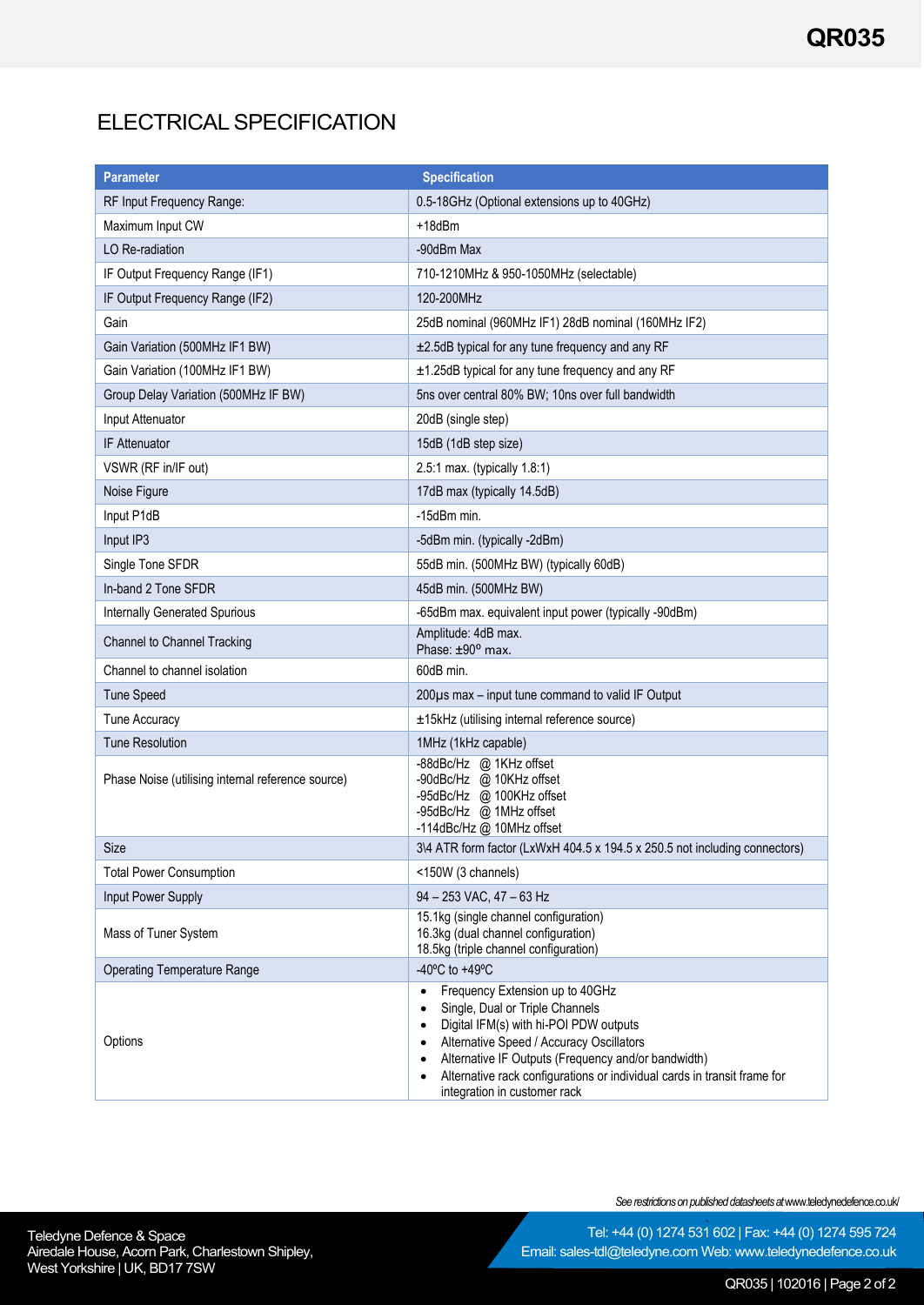## ELECTRICAL SPECIFICATION

| Parameter | Specification |
|---|---|
| RF Input Frequency Range: | 0.5-18GHz (Optional extensions up to 40GHz) |
| Maximum Input CW | +18dBm |
| LO Re-radiation | -90dBm Max |
| IF Output Frequency Range (IF1) | 710-1210MHz & 950-1050MHz (selectable) |
| IF Output Frequency Range (IF2) | 120-200MHz |
| Gain | 25dB nominal (960MHz IF1) 28dB nominal (160MHz IF2) |
| Gain Variation (500MHz IF1 BW) | ±2.5dB typical for any tune frequency and any RF |
| Gain Variation (100MHz IF1 BW) | ±1.25dB typical for any tune frequency and any RF |
| Group Delay Variation (500MHz IF BW) | 5ns over central 80% BW; 10ns over full bandwidth |
| Input Attenuator | 20dB (single step) |
| IF Attenuator | 15dB (1dB step size) |
| VSWR (RF in/IF out) | 2.5:1 max. (typically 1.8:1) |
| Noise Figure | 17dB max (typically 14.5dB) |
| Input P1dB | -15dBm min. |
| Input IP3 | -5dBm min. (typically -2dBm) |
| Single Tone SFDR | 55dB min. (500MHz BW) (typically 60dB) |
| In-band 2 Tone SFDR | 45dB min. (500MHz BW) |
| Internally Generated Spurious | -65dBm max. equivalent input power (typically -90dBm) |
| Channel to Channel Tracking | Amplitude: 4dB max.<br>Phase: ±90º max. |
| Channel to channel isolation | 60dB min. |
| Tune Speed | 200µs max – input tune command to valid IF Output |
| Tune Accuracy | ±15kHz (utilising internal reference source) |
| Tune Resolution | 1MHz (1kHz capable) |
| Phase Noise (utilising internal reference source) | -88dBc/Hz @ 1KHz offset<br>-90dBc/Hz @ 10KHz offset<br>-95dBc/Hz @ 100KHz offset<br>-95dBc/Hz @ 1MHz offset<br>-114dBc/Hz @ 10MHz offset |
| Size | 3\4 ATR form factor (LxWxH 404.5 x 194.5 x 250.5 not including connectors) |
| Total Power Consumption | <150W (3 channels) |
| Input Power Supply | 94 – 253 VAC, 47 – 63 Hz |
| Mass of Tuner System | 15.1kg (single channel configuration)<br>16.3kg (dual channel configuration)<br>18.5kg (triple channel configuration) |
| Operating Temperature Range | -40ºC to +49ºC |
| Options | • Frequency Extension up to 40GHz<br>• Single, Dual or Triple Channels<br>• Digital IFM(s) with hi-POI PDW outputs<br>• Alternative Speed / Accuracy Oscillators<br>• Alternative IF Outputs (Frequency and/or bandwidth)<br>• Alternative rack configurations or individual cards in transit frame for integration in customer rack |

*See restrictions on published datasheets at www.teledynedefence.co.uk/*

Teledyne Defence & Space
Airedale House, Acorn Park, Charlestown Shipley,
West Yorkshire | UK, BD17 7SW

Tel: +44 (0) 1274 531 602 | Fax: +44 (0) 1274 595 724
Email: sales-tdl@teledyne.com Web: www.teledynedefence.co.uk

QR035 | 102016